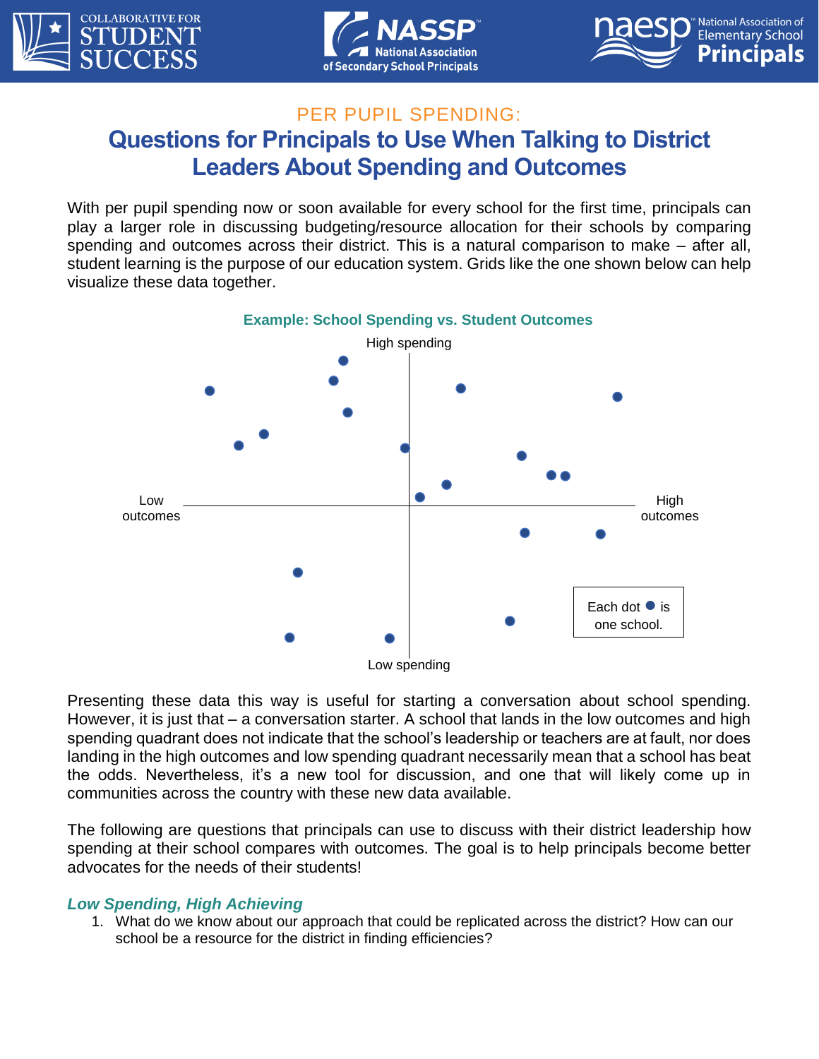PER PUPIL SPENDING:

# Questions for Principals to Use When Talking to District Leaders About Spending and Outcomes

With per pupil spending now or soon available for every school for the first time, principals can play a larger role in discussing budgeting/resource allocation for their schools by comparing spending and outcomes across their district. This is a natural comparison to make – after all, student learning is the purpose of our education system. Grids like the one shown below can help visualize these data together.

**Example: School Spending vs. Student Outcomes**

High spending

Low outcomes

High outcomes

Low spending

Each dot ● is one school.

Presenting these data this way is useful for starting a conversation about school spending. However, it is just that – a conversation starter. A school that lands in the low outcomes and high spending quadrant does not indicate that the school's leadership or teachers are at fault, nor does landing in the high outcomes and low spending quadrant necessarily mean that a school has beat the odds. Nevertheless, it's a new tool for discussion, and one that will likely come up in communities across the country with these new data available.

The following are questions that principals can use to discuss with their district leadership how spending at their school compares with outcomes. The goal is to help principals become better advocates for the needs of their students!

### *Low Spending, High Achieving*

1. What do we know about our approach that could be replicated across the district? How can our school be a resource for the district in finding efficiencies?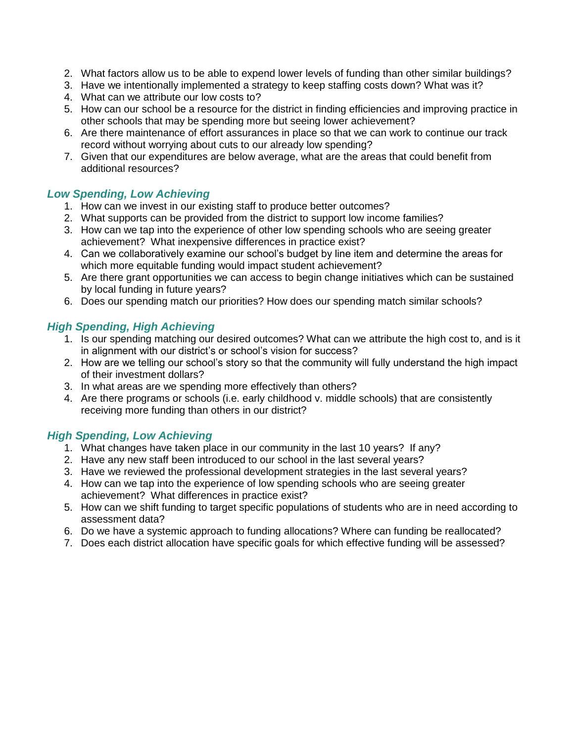2. What factors allow us to be able to expend lower levels of funding than other similar buildings?
3. Have we intentionally implemented a strategy to keep staffing costs down? What was it?
4. What can we attribute our low costs to?
5. How can our school be a resource for the district in finding efficiencies and improving practice in other schools that may be spending more but seeing lower achievement?
6. Are there maintenance of effort assurances in place so that we can work to continue our track record without worrying about cuts to our already low spending?
7. Given that our expenditures are below average, what are the areas that could benefit from additional resources?

### *Low Spending, Low Achieving*

1. How can we invest in our existing staff to produce better outcomes?
2. What supports can be provided from the district to support low income families?
3. How can we tap into the experience of other low spending schools who are seeing greater achievement? What inexpensive differences in practice exist?
4. Can we collaboratively examine our school's budget by line item and determine the areas for which more equitable funding would impact student achievement?
5. Are there grant opportunities we can access to begin change initiatives which can be sustained by local funding in future years?
6. Does our spending match our priorities? How does our spending match similar schools?

### *High Spending, High Achieving*

1. Is our spending matching our desired outcomes? What can we attribute the high cost to, and is it in alignment with our district's or school's vision for success?
2. How are we telling our school's story so that the community will fully understand the high impact of their investment dollars?
3. In what areas are we spending more effectively than others?
4. Are there programs or schools (i.e. early childhood v. middle schools) that are consistently receiving more funding than others in our district?

### *High Spending, Low Achieving*

1. What changes have taken place in our community in the last 10 years? If any?
2. Have any new staff been introduced to our school in the last several years?
3. Have we reviewed the professional development strategies in the last several years?
4. How can we tap into the experience of low spending schools who are seeing greater achievement? What differences in practice exist?
5. How can we shift funding to target specific populations of students who are in need according to assessment data?
6. Do we have a systemic approach to funding allocations? Where can funding be reallocated?
7. Does each district allocation have specific goals for which effective funding will be assessed?